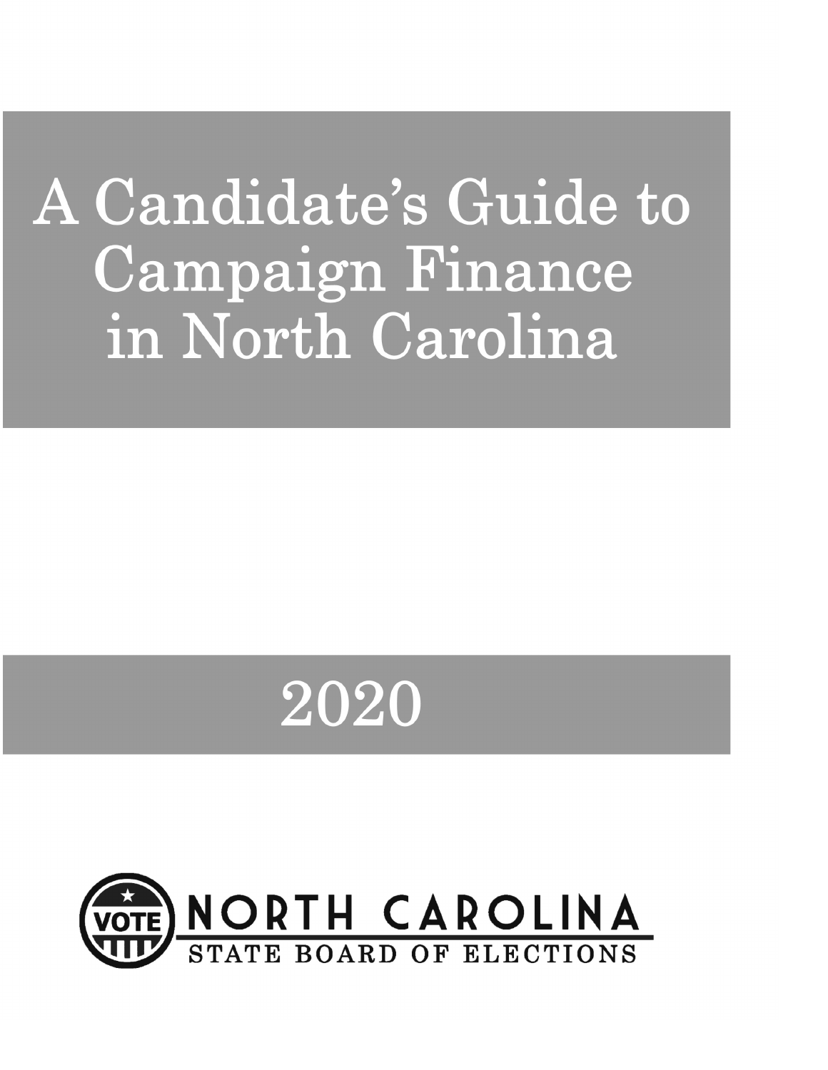# A Candidate's Guide to Campaign Finance in North Carolina

## 2020

NORTH CAROLINA
STATE BOARD OF ELECTIONS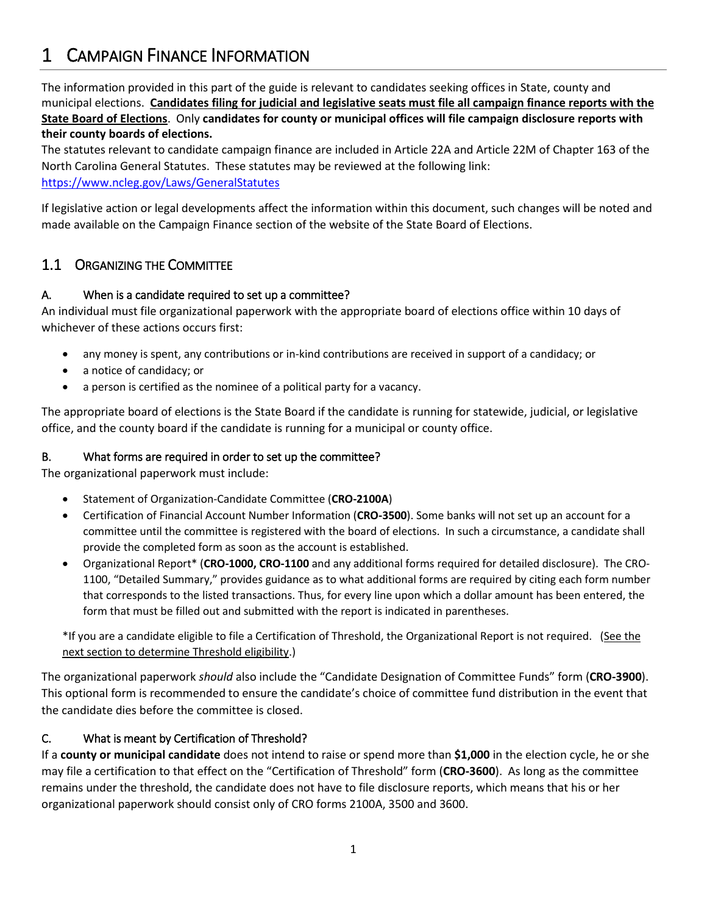# 1 Campaign Finance Information

The information provided in this part of the guide is relevant to candidates seeking offices in State, county and municipal elections. **<u>Candidates filing for judicial and legislative seats must file all campaign finance reports with the State Board of Elections</u>**. Only **candidates for county or municipal offices will file campaign disclosure reports with their county boards of elections.**

The statutes relevant to candidate campaign finance are included in Article 22A and Article 22M of Chapter 163 of the North Carolina General Statutes. These statutes may be reviewed at the following link: [https://www.ncleg.gov/Laws/GeneralStatutes](https://www.ncleg.gov/Laws/GeneralStatutes)

If legislative action or legal developments affect the information within this document, such changes will be noted and made available on the Campaign Finance section of the website of the State Board of Elections.

## 1.1 Organizing the Committee

### A. When is a candidate required to set up a committee?

An individual must file organizational paperwork with the appropriate board of elections office within 10 days of whichever of these actions occurs first:

- any money is spent, any contributions or in-kind contributions are received in support of a candidacy; or
- a notice of candidacy; or
- a person is certified as the nominee of a political party for a vacancy.

The appropriate board of elections is the State Board if the candidate is running for statewide, judicial, or legislative office, and the county board if the candidate is running for a municipal or county office.

### B. What forms are required in order to set up the committee?

The organizational paperwork must include:

- Statement of Organization-Candidate Committee (**CRO-2100A**)
- Certification of Financial Account Number Information (**CRO-3500**). Some banks will not set up an account for a committee until the committee is registered with the board of elections. In such a circumstance, a candidate shall provide the completed form as soon as the account is established.
- Organizational Report* (**CRO-1000, CRO-1100** and any additional forms required for detailed disclosure). The CRO-1100, "Detailed Summary," provides guidance as to what additional forms are required by citing each form number that corresponds to the listed transactions. Thus, for every line upon which a dollar amount has been entered, the form that must be filled out and submitted with the report is indicated in parentheses.

*If you are a candidate eligible to file a Certification of Threshold, the Organizational Report is not required. (<u>See the next section to determine Threshold eligibility</u>.)

The organizational paperwork *should* also include the "Candidate Designation of Committee Funds" form (**CRO-3900**). This optional form is recommended to ensure the candidate's choice of committee fund distribution in the event that the candidate dies before the committee is closed.

### C. What is meant by Certification of Threshold?

If a **county or municipal candidate** does not intend to raise or spend more than **$1,000** in the election cycle, he or she may file a certification to that effect on the "Certification of Threshold" form (**CRO-3600**). As long as the committee remains under the threshold, the candidate does not have to file disclosure reports, which means that his or her organizational paperwork should consist only of CRO forms 2100A, 3500 and 3600.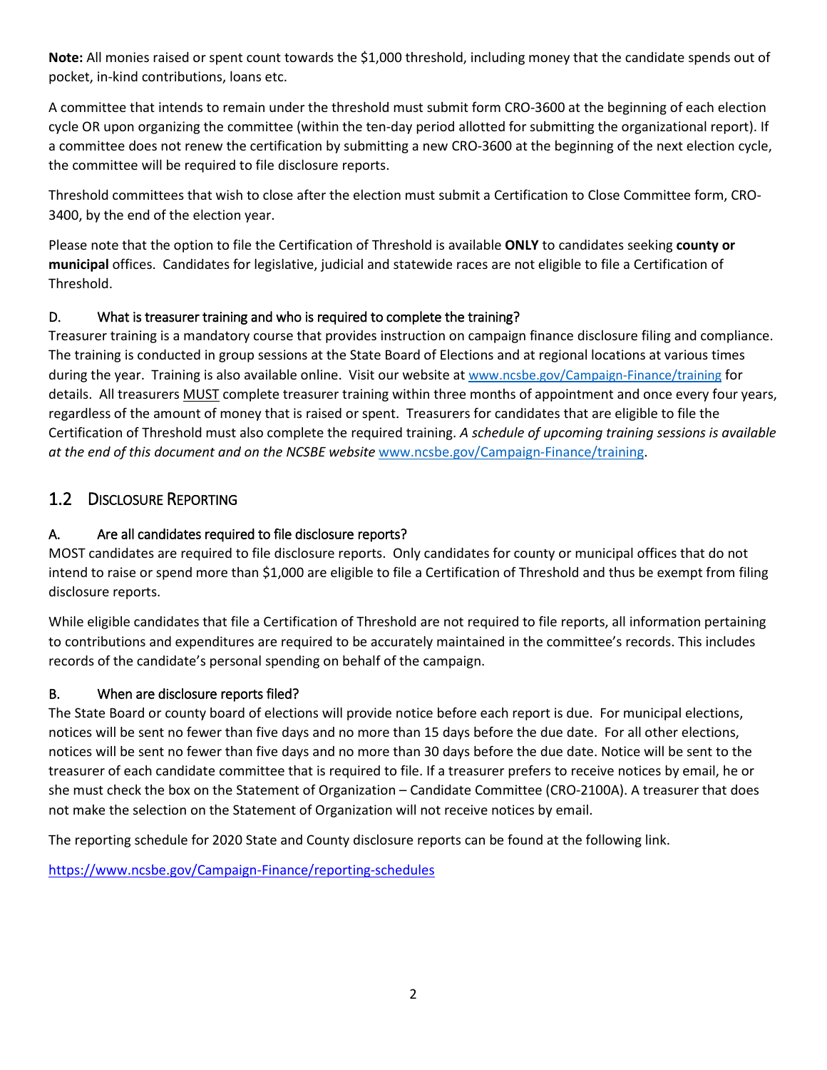**Note:** All monies raised or spent count towards the $1,000 threshold, including money that the candidate spends out of pocket, in-kind contributions, loans etc.

A committee that intends to remain under the threshold must submit form CRO-3600 at the beginning of each election cycle OR upon organizing the committee (within the ten-day period allotted for submitting the organizational report). If a committee does not renew the certification by submitting a new CRO-3600 at the beginning of the next election cycle, the committee will be required to file disclosure reports.

Threshold committees that wish to close after the election must submit a Certification to Close Committee form, CRO-3400, by the end of the election year.

Please note that the option to file the Certification of Threshold is available **ONLY** to candidates seeking **county or municipal** offices. Candidates for legislative, judicial and statewide races are not eligible to file a Certification of Threshold.

### D. What is treasurer training and who is required to complete the training?

Treasurer training is a mandatory course that provides instruction on campaign finance disclosure filing and compliance. The training is conducted in group sessions at the State Board of Elections and at regional locations at various times during the year. Training is also available online. Visit our website at www.ncsbe.gov/Campaign-Finance/training for details. All treasurers MUST complete treasurer training within three months of appointment and once every four years, regardless of the amount of money that is raised or spent. Treasurers for candidates that are eligible to file the Certification of Threshold must also complete the required training. *A schedule of upcoming training sessions is available at the end of this document and on the NCSBE website* www.ncsbe.gov/Campaign-Finance/training.

## 1.2 Disclosure Reporting

### A. Are all candidates required to file disclosure reports?

MOST candidates are required to file disclosure reports. Only candidates for county or municipal offices that do not intend to raise or spend more than $1,000 are eligible to file a Certification of Threshold and thus be exempt from filing disclosure reports.

While eligible candidates that file a Certification of Threshold are not required to file reports, all information pertaining to contributions and expenditures are required to be accurately maintained in the committee's records. This includes records of the candidate's personal spending on behalf of the campaign.

### B. When are disclosure reports filed?

The State Board or county board of elections will provide notice before each report is due. For municipal elections, notices will be sent no fewer than five days and no more than 15 days before the due date. For all other elections, notices will be sent no fewer than five days and no more than 30 days before the due date. Notice will be sent to the treasurer of each candidate committee that is required to file. If a treasurer prefers to receive notices by email, he or she must check the box on the Statement of Organization – Candidate Committee (CRO-2100A). A treasurer that does not make the selection on the Statement of Organization will not receive notices by email.

The reporting schedule for 2020 State and County disclosure reports can be found at the following link.

https://www.ncsbe.gov/Campaign-Finance/reporting-schedules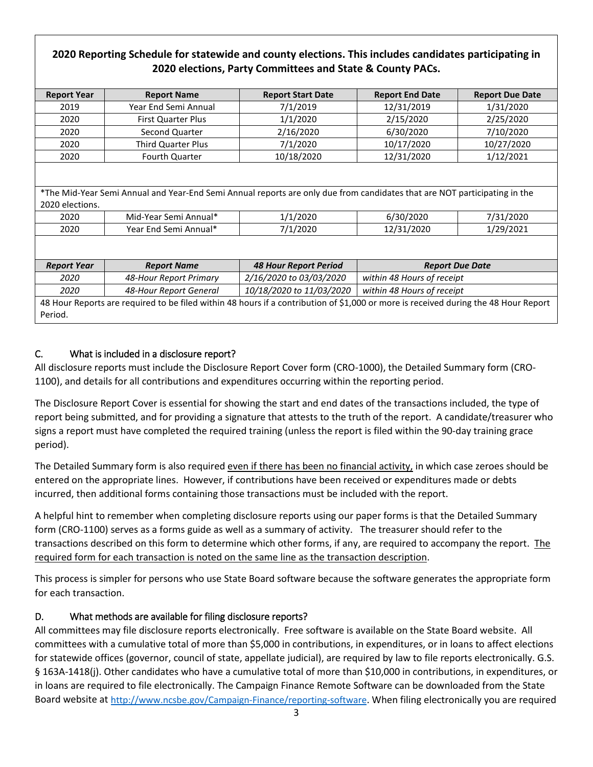**2020 Reporting Schedule for statewide and county elections. This includes candidates participating in 2020 elections, Party Committees and State & County PACs.**

| Report Year | Report Name | Report Start Date | Report End Date | Report Due Date |
|---|---|---|---|---|
| 2019 | Year End Semi Annual | 7/1/2019 | 12/31/2019 | 1/31/2020 |
| 2020 | First Quarter Plus | 1/1/2020 | 2/15/2020 | 2/25/2020 |
| 2020 | Second Quarter | 2/16/2020 | 6/30/2020 | 7/10/2020 |
| 2020 | Third Quarter Plus | 7/1/2020 | 10/17/2020 | 10/27/2020 |
| 2020 | Fourth Quarter | 10/18/2020 | 12/31/2020 | 1/12/2021 |

*The Mid-Year Semi Annual and Year-End Semi Annual reports are only due from candidates that are NOT participating in the 2020 elections.

| Report Year | Report Name | Report Start Date | Report End Date | Report Due Date |
|---|---|---|---|---|
| 2020 | Mid-Year Semi Annual* | 1/1/2020 | 6/30/2020 | 7/31/2020 |
| 2020 | Year End Semi Annual* | 7/1/2020 | 12/31/2020 | 1/29/2021 |

| *Report Year* | *Report Name* | *48 Hour Report Period* | *Report Due Date* |
|---|---|---|---|
| *2020* | *48-Hour Report Primary* | *2/16/2020 to 03/03/2020* | *within 48 Hours of receipt* |
| *2020* | *48-Hour Report General* | *10/18/2020 to 11/03/2020* | *within 48 Hours of receipt* |

48 Hour Reports are required to be filed within 48 hours if a contribution of $1,000 or more is received during the 48 Hour Report Period.

## C. What is included in a disclosure report?

All disclosure reports must include the Disclosure Report Cover form (CRO-1000), the Detailed Summary form (CRO-1100), and details for all contributions and expenditures occurring within the reporting period.

The Disclosure Report Cover is essential for showing the start and end dates of the transactions included, the type of report being submitted, and for providing a signature that attests to the truth of the report. A candidate/treasurer who signs a report must have completed the required training (unless the report is filed within the 90-day training grace period).

The Detailed Summary form is also required <u>even if there has been no financial activity,</u> in which case zeroes should be entered on the appropriate lines. However, if contributions have been received or expenditures made or debts incurred, then additional forms containing those transactions must be included with the report.

A helpful hint to remember when completing disclosure reports using our paper forms is that the Detailed Summary form (CRO-1100) serves as a forms guide as well as a summary of activity. The treasurer should refer to the transactions described on this form to determine which other forms, if any, are required to accompany the report. <u>The required form for each transaction is noted on the same line as the transaction description</u>.

This process is simpler for persons who use State Board software because the software generates the appropriate form for each transaction.

## D. What methods are available for filing disclosure reports?

All committees may file disclosure reports electronically. Free software is available on the State Board website. All committees with a cumulative total of more than $5,000 in contributions, in expenditures, or in loans to affect elections for statewide offices (governor, council of state, appellate judicial), are required by law to file reports electronically. G.S. § 163A-1418(j). Other candidates who have a cumulative total of more than $10,000 in contributions, in expenditures, or in loans are required to file electronically. The Campaign Finance Remote Software can be downloaded from the State Board website at http://www.ncsbe.gov/Campaign-Finance/reporting-software. When filing electronically you are required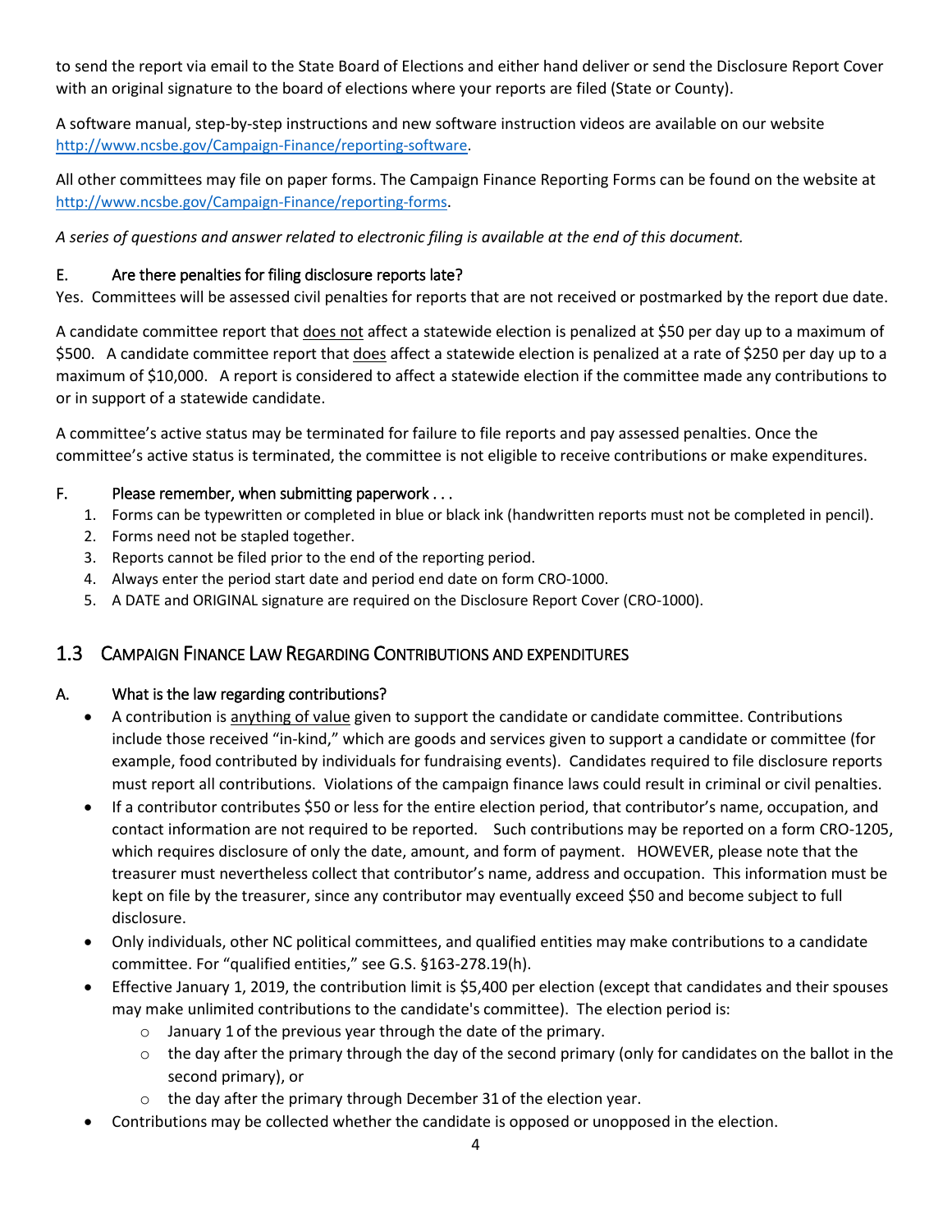to send the report via email to the State Board of Elections and either hand deliver or send the Disclosure Report Cover with an original signature to the board of elections where your reports are filed (State or County).

A software manual, step-by-step instructions and new software instruction videos are available on our website http://www.ncsbe.gov/Campaign-Finance/reporting-software.

All other committees may file on paper forms. The Campaign Finance Reporting Forms can be found on the website at http://www.ncsbe.gov/Campaign-Finance/reporting-forms.

*A series of questions and answer related to electronic filing is available at the end of this document.*

### E. Are there penalties for filing disclosure reports late?

Yes. Committees will be assessed civil penalties for reports that are not received or postmarked by the report due date.

A candidate committee report that does not affect a statewide election is penalized at $50 per day up to a maximum of $500. A candidate committee report that does affect a statewide election is penalized at a rate of $250 per day up to a maximum of $10,000. A report is considered to affect a statewide election if the committee made any contributions to or in support of a statewide candidate.

A committee's active status may be terminated for failure to file reports and pay assessed penalties. Once the committee's active status is terminated, the committee is not eligible to receive contributions or make expenditures.

### F. Please remember, when submitting paperwork . . .

1. Forms can be typewritten or completed in blue or black ink (handwritten reports must not be completed in pencil).
2. Forms need not be stapled together.
3. Reports cannot be filed prior to the end of the reporting period.
4. Always enter the period start date and period end date on form CRO-1000.
5. A DATE and ORIGINAL signature are required on the Disclosure Report Cover (CRO-1000).

## 1.3 Campaign Finance Law Regarding Contributions and Expenditures

### A. What is the law regarding contributions?

- A contribution is anything of value given to support the candidate or candidate committee. Contributions include those received "in-kind," which are goods and services given to support a candidate or committee (for example, food contributed by individuals for fundraising events). Candidates required to file disclosure reports must report all contributions. Violations of the campaign finance laws could result in criminal or civil penalties.
- If a contributor contributes $50 or less for the entire election period, that contributor's name, occupation, and contact information are not required to be reported. Such contributions may be reported on a form CRO-1205, which requires disclosure of only the date, amount, and form of payment. HOWEVER, please note that the treasurer must nevertheless collect that contributor's name, address and occupation. This information must be kept on file by the treasurer, since any contributor may eventually exceed $50 and become subject to full disclosure.
- Only individuals, other NC political committees, and qualified entities may make contributions to a candidate committee. For "qualified entities," see G.S. §163-278.19(h).
- Effective January 1, 2019, the contribution limit is $5,400 per election (except that candidates and their spouses may make unlimited contributions to the candidate's committee). The election period is:
  - January 1 of the previous year through the date of the primary.
  - the day after the primary through the day of the second primary (only for candidates on the ballot in the second primary), or
  - the day after the primary through December 31 of the election year.
- Contributions may be collected whether the candidate is opposed or unopposed in the election.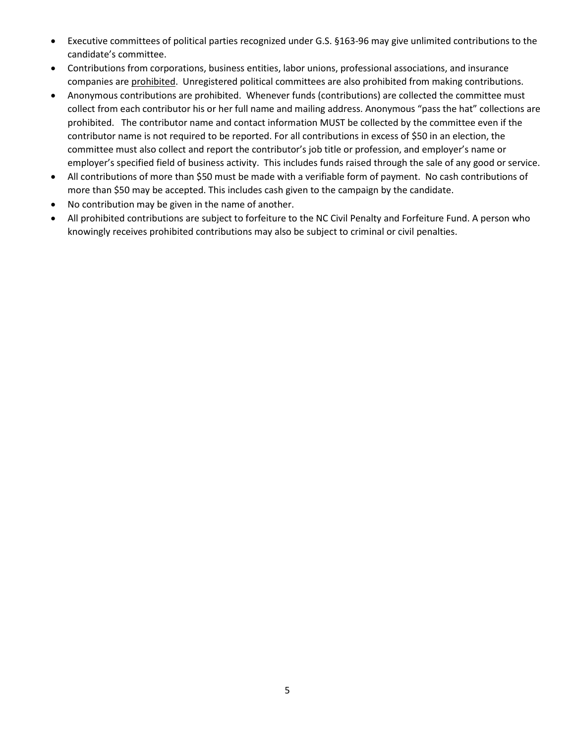- Executive committees of political parties recognized under G.S. §163-96 may give unlimited contributions to the candidate's committee.
- Contributions from corporations, business entities, labor unions, professional associations, and insurance companies are <u>prohibited</u>. Unregistered political committees are also prohibited from making contributions.
- Anonymous contributions are prohibited. Whenever funds (contributions) are collected the committee must collect from each contributor his or her full name and mailing address. Anonymous "pass the hat" collections are prohibited. The contributor name and contact information MUST be collected by the committee even if the contributor name is not required to be reported. For all contributions in excess of $50 in an election, the committee must also collect and report the contributor's job title or profession, and employer's name or employer's specified field of business activity. This includes funds raised through the sale of any good or service.
- All contributions of more than $50 must be made with a verifiable form of payment. No cash contributions of more than $50 may be accepted. This includes cash given to the campaign by the candidate.
- No contribution may be given in the name of another.
- All prohibited contributions are subject to forfeiture to the NC Civil Penalty and Forfeiture Fund. A person who knowingly receives prohibited contributions may also be subject to criminal or civil penalties.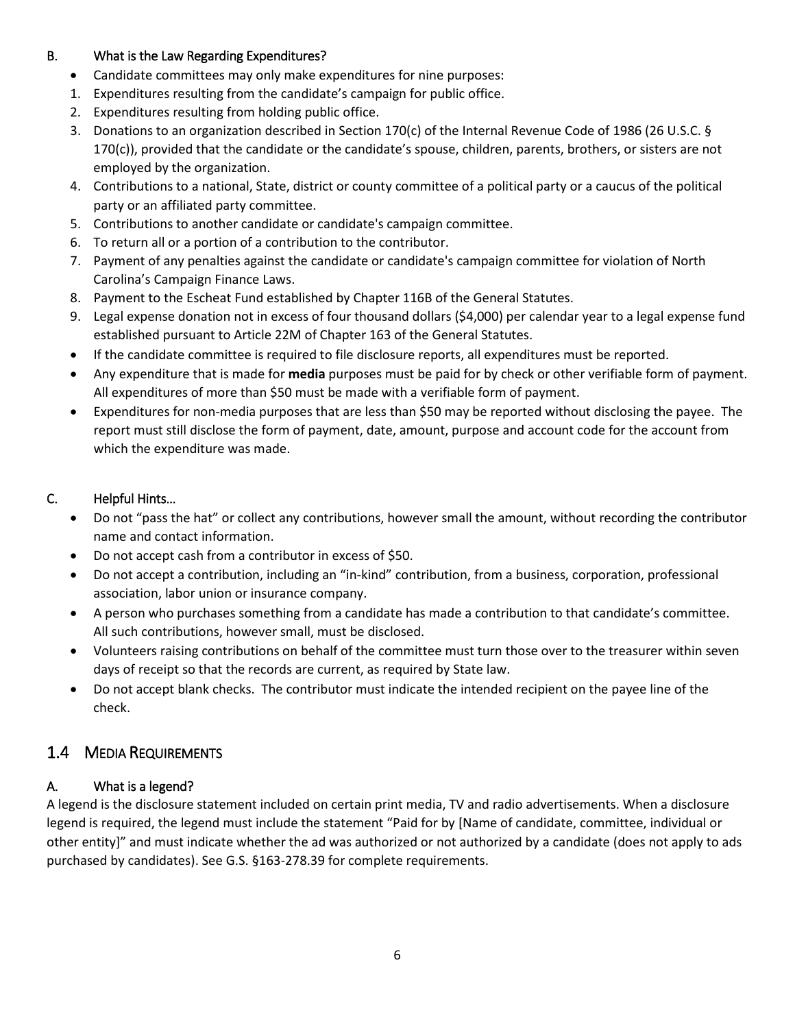### B. What is the Law Regarding Expenditures?

- Candidate committees may only make expenditures for nine purposes:

1. Expenditures resulting from the candidate's campaign for public office.
2. Expenditures resulting from holding public office.
3. Donations to an organization described in Section 170(c) of the Internal Revenue Code of 1986 (26 U.S.C. § 170(c)), provided that the candidate or the candidate's spouse, children, parents, brothers, or sisters are not employed by the organization.
4. Contributions to a national, State, district or county committee of a political party or a caucus of the political party or an affiliated party committee.
5. Contributions to another candidate or candidate's campaign committee.
6. To return all or a portion of a contribution to the contributor.
7. Payment of any penalties against the candidate or candidate's campaign committee for violation of North Carolina's Campaign Finance Laws.
8. Payment to the Escheat Fund established by Chapter 116B of the General Statutes.
9. Legal expense donation not in excess of four thousand dollars ($4,000) per calendar year to a legal expense fund established pursuant to Article 22M of Chapter 163 of the General Statutes.

- If the candidate committee is required to file disclosure reports, all expenditures must be reported.
- Any expenditure that is made for **media** purposes must be paid for by check or other verifiable form of payment. All expenditures of more than $50 must be made with a verifiable form of payment.
- Expenditures for non-media purposes that are less than $50 may be reported without disclosing the payee. The report must still disclose the form of payment, date, amount, purpose and account code for the account from which the expenditure was made.

### C. Helpful Hints…

- Do not "pass the hat" or collect any contributions, however small the amount, without recording the contributor name and contact information.
- Do not accept cash from a contributor in excess of $50.
- Do not accept a contribution, including an "in-kind" contribution, from a business, corporation, professional association, labor union or insurance company.
- A person who purchases something from a candidate has made a contribution to that candidate's committee. All such contributions, however small, must be disclosed.
- Volunteers raising contributions on behalf of the committee must turn those over to the treasurer within seven days of receipt so that the records are current, as required by State law.
- Do not accept blank checks. The contributor must indicate the intended recipient on the payee line of the check.

## 1.4 Media Requirements

### A. What is a legend?

A legend is the disclosure statement included on certain print media, TV and radio advertisements. When a disclosure legend is required, the legend must include the statement "Paid for by [Name of candidate, committee, individual or other entity]" and must indicate whether the ad was authorized or not authorized by a candidate (does not apply to ads purchased by candidates). See G.S. §163-278.39 for complete requirements.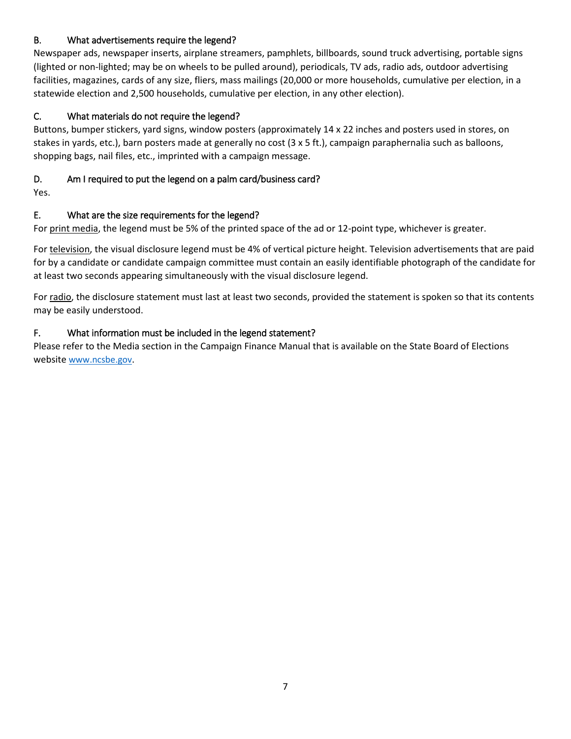### B. What advertisements require the legend?

Newspaper ads, newspaper inserts, airplane streamers, pamphlets, billboards, sound truck advertising, portable signs (lighted or non-lighted; may be on wheels to be pulled around), periodicals, TV ads, radio ads, outdoor advertising facilities, magazines, cards of any size, fliers, mass mailings (20,000 or more households, cumulative per election, in a statewide election and 2,500 households, cumulative per election, in any other election).

### C. What materials do not require the legend?

Buttons, bumper stickers, yard signs, window posters (approximately 14 x 22 inches and posters used in stores, on stakes in yards, etc.), barn posters made at generally no cost (3 x 5 ft.), campaign paraphernalia such as balloons, shopping bags, nail files, etc., imprinted with a campaign message.

### D. Am I required to put the legend on a palm card/business card?

Yes.

### E. What are the size requirements for the legend?

For <u>print media</u>, the legend must be 5% of the printed space of the ad or 12-point type, whichever is greater.

For <u>television</u>, the visual disclosure legend must be 4% of vertical picture height. Television advertisements that are paid for by a candidate or candidate campaign committee must contain an easily identifiable photograph of the candidate for at least two seconds appearing simultaneously with the visual disclosure legend.

For <u>radio</u>, the disclosure statement must last at least two seconds, provided the statement is spoken so that its contents may be easily understood.

### F. What information must be included in the legend statement?

Please refer to the Media section in the Campaign Finance Manual that is available on the State Board of Elections website [www.ncsbe.gov](http://www.ncsbe.gov).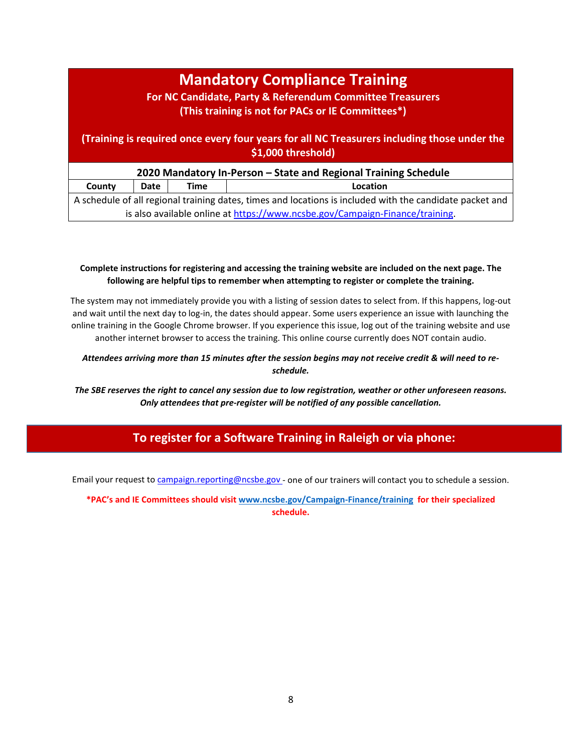# Mandatory Compliance Training

**For NC Candidate, Party & Referendum Committee Treasurers**
**(This training is not for PACs or IE Committees*)**

**(Training is required once every four years for all NC Treasurers including those under the $1,000 threshold)**

| 2020 Mandatory In-Person – State and Regional Training Schedule | | | |
|---|---|---|---|
| **County** | **Date** | **Time** | **Location** |
| A schedule of all regional training dates, times and locations is included with the candidate packet and is also available online at https://www.ncsbe.gov/Campaign-Finance/training. | | | |

**Complete instructions for registering and accessing the training website are included on the next page. The following are helpful tips to remember when attempting to register or complete the training.**

The system may not immediately provide you with a listing of session dates to select from. If this happens, log-out and wait until the next day to log-in, the dates should appear. Some users experience an issue with launching the online training in the Google Chrome browser. If you experience this issue, log out of the training website and use another internet browser to access the training. This online course currently does NOT contain audio.

***Attendees arriving more than 15 minutes after the session begins may not receive credit & will need to re-schedule.***

***The SBE reserves the right to cancel any session due to low registration, weather or other unforeseen reasons. Only attendees that pre-register will be notified of any possible cancellation.***

## To register for a Software Training in Raleigh or via phone:

Email your request to campaign.reporting@ncsbe.gov - one of our trainers will contact you to schedule a session.

**\*PAC's and IE Committees should visit www.ncsbe.gov/Campaign-Finance/training for their specialized schedule.**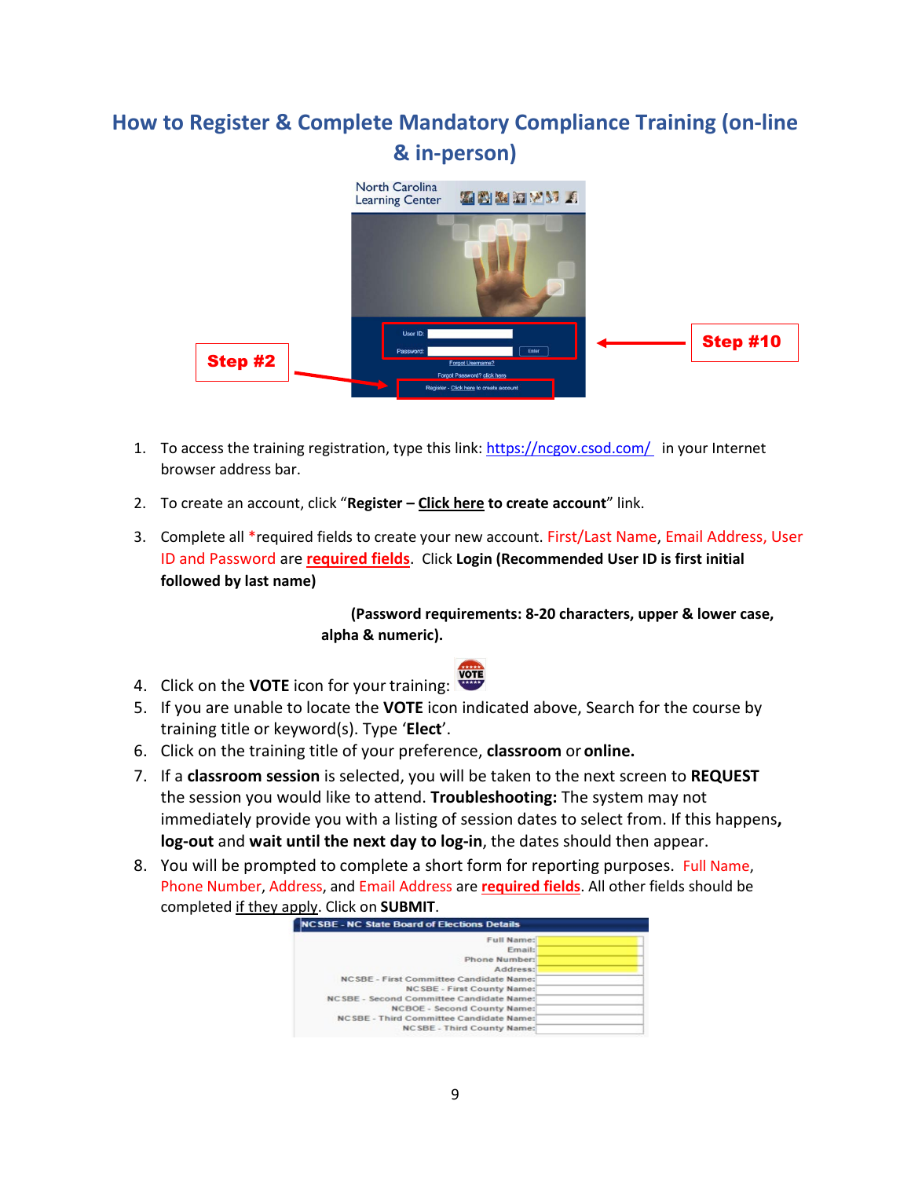## How to Register & Complete Mandatory Compliance Training (on-line & in-person)

Step #2

Step #10

1. To access the training registration, type this link: https://ncgov.csod.com/ in your Internet browser address bar.

2. To create an account, click "**Register – Click here to create account**" link.

3. Complete all *required fields to create your new account. First/Last Name, Email Address, User ID and Password are **required fields**. Click **Login (Recommended User ID is first initial followed by last name)**

   **(Password requirements: 8-20 characters, upper & lower case, alpha & numeric).**

4. Click on the **VOTE** icon for your training:
5. If you are unable to locate the **VOTE** icon indicated above, Search for the course by training title or keyword(s). Type '**Elect**'.
6. Click on the training title of your preference, **classroom** or **online.**
7. If a **classroom session** is selected, you will be taken to the next screen to **REQUEST** the session you would like to attend. **Troubleshooting:** The system may not immediately provide you with a listing of session dates to select from. If this happens**, log-out** and **wait until the next day to log-in**, the dates should then appear.
8. You will be prompted to complete a short form for reporting purposes. Full Name, Phone Number, Address, and Email Address are **required fields**. All other fields should be completed if they apply. Click on **SUBMIT**.

| NCSBE - NC State Board of Elections Details | |
|---|---|
| Full Name: | |
| Email: | |
| Phone Number: | |
| Address: | |
| NCSBE - First Committee Candidate Name: | |
| NCSBE - First County Name: | |
| NCSBE - Second Committee Candidate Name: | |
| NCBOE - Second County Name: | |
| NCSBE - Third Committee Candidate Name: | |
| NCSBE - Third County Name: | |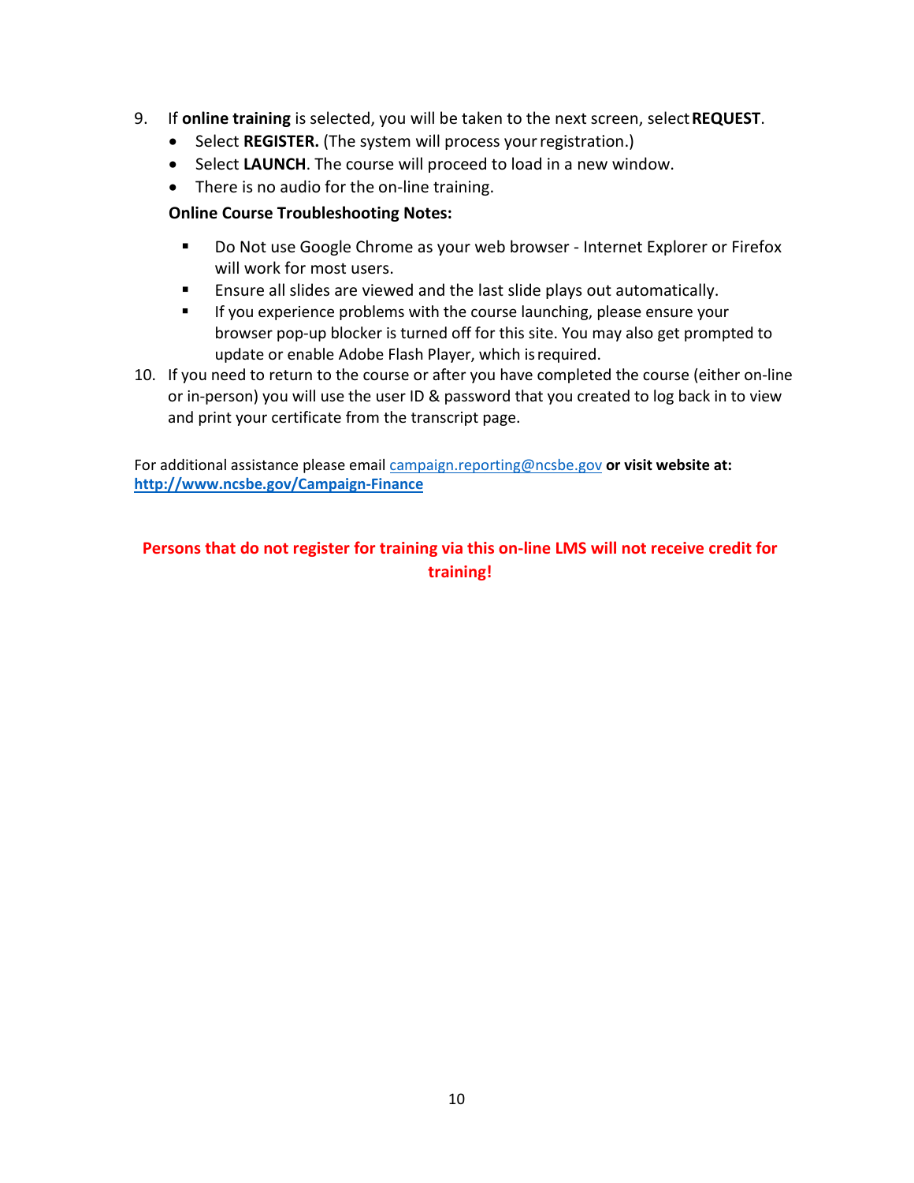9. If **online training** is selected, you will be taken to the next screen, select **REQUEST**.
   - Select **REGISTER.** (The system will process your registration.)
   - Select **LAUNCH**. The course will proceed to load in a new window.
   - There is no audio for the on-line training.

   **Online Course Troubleshooting Notes:**

   - Do Not use Google Chrome as your web browser - Internet Explorer or Firefox will work for most users.
   - Ensure all slides are viewed and the last slide plays out automatically.
   - If you experience problems with the course launching, please ensure your browser pop-up blocker is turned off for this site. You may also get prompted to update or enable Adobe Flash Player, which is required.

10. If you need to return to the course or after you have completed the course (either on-line or in-person) you will use the user ID & password that you created to log back in to view and print your certificate from the transcript page.

For additional assistance please email campaign.reporting@ncsbe.gov **or visit website at:** **http://www.ncsbe.gov/Campaign-Finance**

**Persons that do not register for training via this on-line LMS will not receive credit for training!**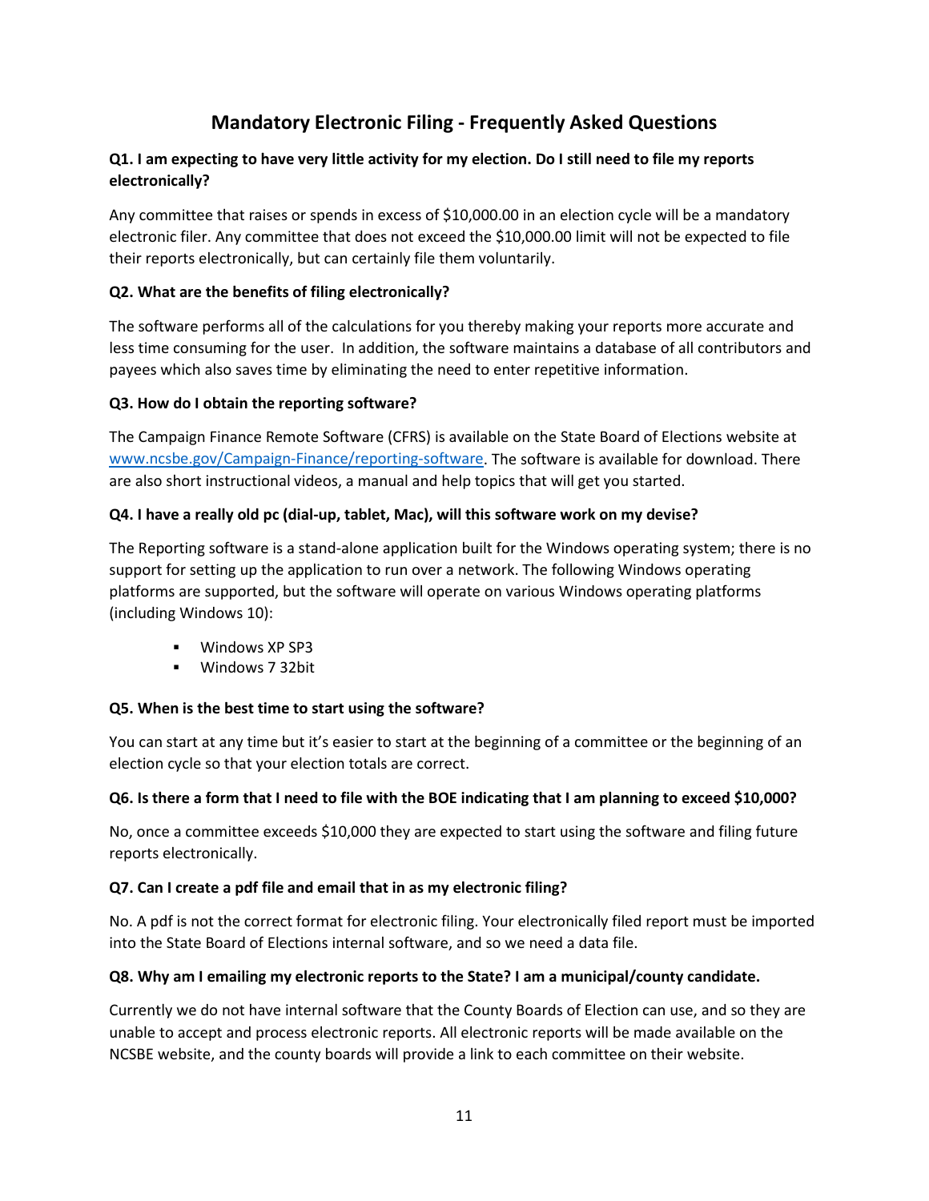# Mandatory Electronic Filing - Frequently Asked Questions

**Q1. I am expecting to have very little activity for my election. Do I still need to file my reports electronically?**

Any committee that raises or spends in excess of $10,000.00 in an election cycle will be a mandatory electronic filer. Any committee that does not exceed the $10,000.00 limit will not be expected to file their reports electronically, but can certainly file them voluntarily.

**Q2. What are the benefits of filing electronically?**

The software performs all of the calculations for you thereby making your reports more accurate and less time consuming for the user. In addition, the software maintains a database of all contributors and payees which also saves time by eliminating the need to enter repetitive information.

**Q3. How do I obtain the reporting software?**

The Campaign Finance Remote Software (CFRS) is available on the State Board of Elections website at [www.ncsbe.gov/Campaign-Finance/reporting-software](www.ncsbe.gov/Campaign-Finance/reporting-software). The software is available for download. There are also short instructional videos, a manual and help topics that will get you started.

**Q4. I have a really old pc (dial-up, tablet, Mac), will this software work on my devise?**

The Reporting software is a stand-alone application built for the Windows operating system; there is no support for setting up the application to run over a network. The following Windows operating platforms are supported, but the software will operate on various Windows operating platforms (including Windows 10):

- Windows XP SP3
- Windows 7 32bit

**Q5. When is the best time to start using the software?**

You can start at any time but it's easier to start at the beginning of a committee or the beginning of an election cycle so that your election totals are correct.

**Q6. Is there a form that I need to file with the BOE indicating that I am planning to exceed $10,000?**

No, once a committee exceeds $10,000 they are expected to start using the software and filing future reports electronically.

**Q7. Can I create a pdf file and email that in as my electronic filing?**

No. A pdf is not the correct format for electronic filing. Your electronically filed report must be imported into the State Board of Elections internal software, and so we need a data file.

**Q8. Why am I emailing my electronic reports to the State? I am a municipal/county candidate.**

Currently we do not have internal software that the County Boards of Election can use, and so they are unable to accept and process electronic reports. All electronic reports will be made available on the NCSBE website, and the county boards will provide a link to each committee on their website.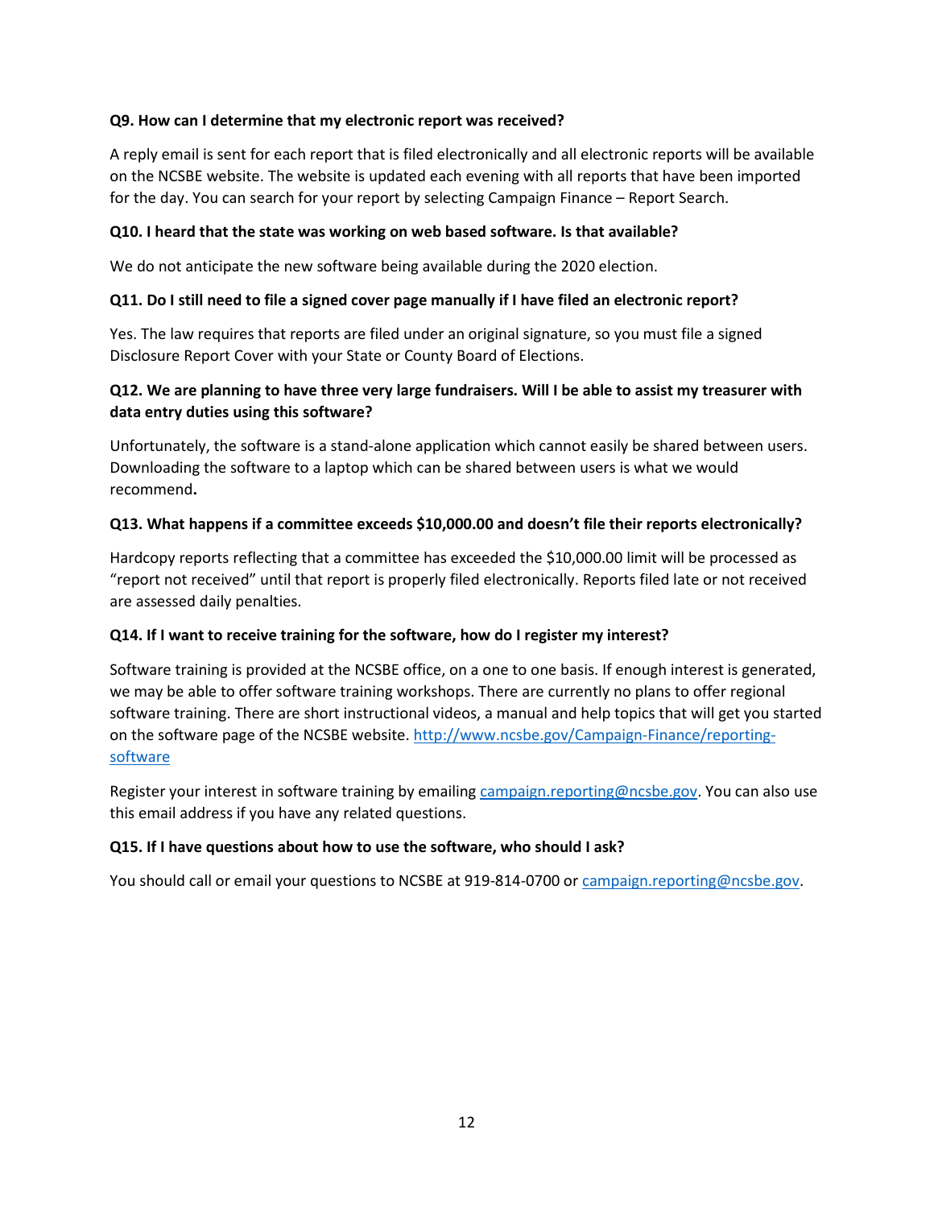**Q9. How can I determine that my electronic report was received?**

A reply email is sent for each report that is filed electronically and all electronic reports will be available on the NCSBE website. The website is updated each evening with all reports that have been imported for the day. You can search for your report by selecting Campaign Finance – Report Search.

**Q10. I heard that the state was working on web based software. Is that available?**

We do not anticipate the new software being available during the 2020 election.

**Q11. Do I still need to file a signed cover page manually if I have filed an electronic report?**

Yes. The law requires that reports are filed under an original signature, so you must file a signed Disclosure Report Cover with your State or County Board of Elections.

**Q12. We are planning to have three very large fundraisers. Will I be able to assist my treasurer with data entry duties using this software?**

Unfortunately, the software is a stand-alone application which cannot easily be shared between users. Downloading the software to a laptop which can be shared between users is what we would recommend.

**Q13. What happens if a committee exceeds $10,000.00 and doesn't file their reports electronically?**

Hardcopy reports reflecting that a committee has exceeded the $10,000.00 limit will be processed as "report not received" until that report is properly filed electronically. Reports filed late or not received are assessed daily penalties.

**Q14. If I want to receive training for the software, how do I register my interest?**

Software training is provided at the NCSBE office, on a one to one basis. If enough interest is generated, we may be able to offer software training workshops. There are currently no plans to offer regional software training. There are short instructional videos, a manual and help topics that will get you started on the software page of the NCSBE website. http://www.ncsbe.gov/Campaign-Finance/reporting-software

Register your interest in software training by emailing campaign.reporting@ncsbe.gov. You can also use this email address if you have any related questions.

**Q15. If I have questions about how to use the software, who should I ask?**

You should call or email your questions to NCSBE at 919-814-0700 or campaign.reporting@ncsbe.gov.